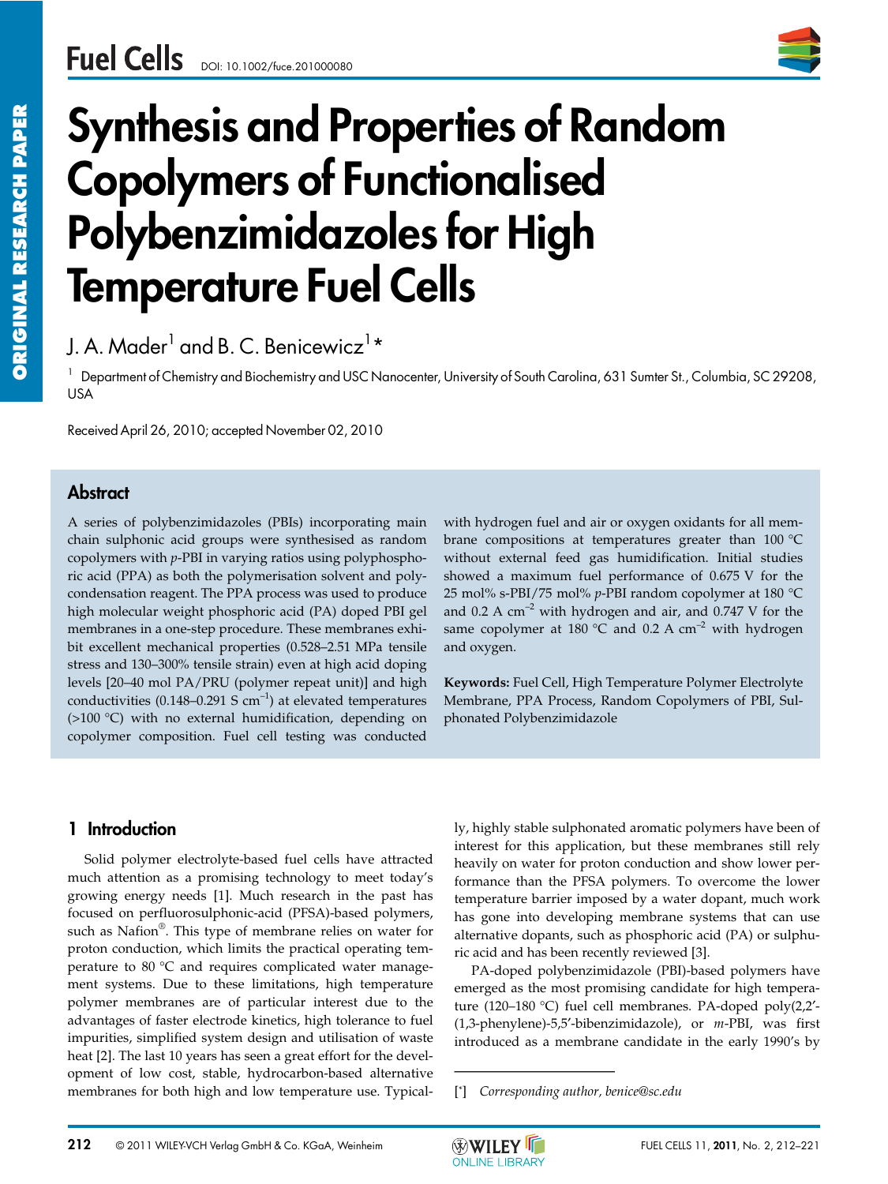# Synthesis and Properties of Random Copolymers of Functionalised Polybenzimidazoles for High Temperature Fuel Cells

J. A. Mader[1] and B. C. Benicewicz[1]*

[1] Department of Chemistry and Biochemistry and USC Nanocenter, University of South Carolina, 631 Sumter St., Columbia, SC 29208, USA

Received April 26, 2010; accepted November 02, 2010

## Abstract

A series of polybenzimidazoles (PBIs) incorporating main chain sulphonic acid groups were synthesised as random copolymers with *p*-PBI in varying ratios using polyphosphoric acid (PPA) as both the polymerisation solvent and polycondensation reagent. The PPA process was used to produce high molecular weight phosphoric acid (PA) doped PBI gel membranes in a one-step procedure. These membranes exhibit excellent mechanical properties (0.528–2.51 MPa tensile stress and 130–300% tensile strain) even at high acid doping levels [20–40 mol PA/PRU (polymer repeat unit)] and high conductivities (0.148–0.291 S $cm^{-1}$) at elevated temperatures (>100 °C) with no external humidification, depending on copolymer composition. Fuel cell testing was conducted with hydrogen fuel and air or oxygen oxidants for all membrane compositions at temperatures greater than 100 °C without external feed gas humidification. Initial studies showed a maximum fuel performance of 0.675 V for the 25 mol% s-PBI/75 mol% *p*-PBI random copolymer at 180 °C and 0.2 A $cm^{-2}$ with hydrogen and air, and 0.747 V for the same copolymer at 180 °C and 0.2 A $cm^{-2}$ with hydrogen and oxygen.

**Keywords:** Fuel Cell, High Temperature Polymer Electrolyte Membrane, PPA Process, Random Copolymers of PBI, Sulphonated Polybenzimidazole

## 1 Introduction

Solid polymer electrolyte-based fuel cells have attracted much attention as a promising technology to meet today's growing energy needs [1]. Much research in the past has focused on perfluorosulphonic-acid (PFSA)-based polymers, such as Nafion®. This type of membrane relies on water for proton conduction, which limits the practical operating temperature to 80 °C and requires complicated water management systems. Due to these limitations, high temperature polymer membranes are of particular interest due to the advantages of faster electrode kinetics, high tolerance to fuel impurities, simplified system design and utilisation of waste heat [2]. The last 10 years has seen a great effort for the development of low cost, stable, hydrocarbon-based alternative membranes for both high and low temperature use. Typically, highly stable sulphonated aromatic polymers have been of interest for this application, but these membranes still rely heavily on water for proton conduction and show lower performance than the PFSA polymers. To overcome the lower temperature barrier imposed by a water dopant, much work has gone into developing membrane systems that can use alternative dopants, such as phosphoric acid (PA) or sulphuric acid and has been recently reviewed [3].

PA-doped polybenzimidazole (PBI)-based polymers have emerged as the most promising candidate for high temperature (120–180 °C) fuel cell membranes. PA-doped poly(2,2'-(1,3-phenylene)-5,5'-bibenzimidazole), or *m*-PBI, was first introduced as a membrane candidate in the early 1990's by

[*] *Corresponding author, benice@sc.edu*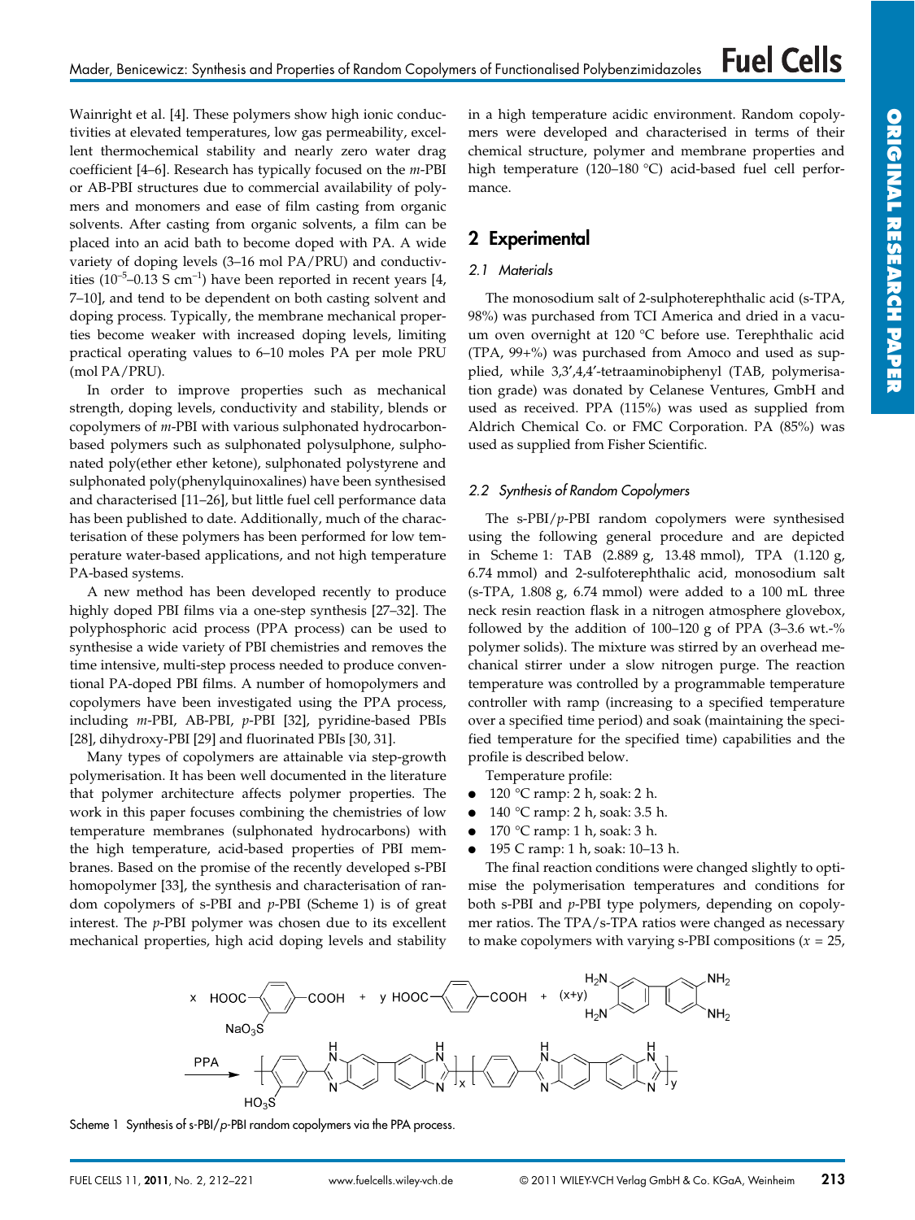Wainright et al. [4]. These polymers show high ionic conductivities at elevated temperatures, low gas permeability, excellent thermochemical stability and nearly zero water drag coefficient [4–6]. Research has typically focused on the *m*-PBI or AB-PBI structures due to commercial availability of polymers and monomers and ease of film casting from organic solvents. After casting from organic solvents, a film can be placed into an acid bath to become doped with PA. A wide variety of doping levels (3–16 mol PA/PRU) and conductivities ($10^{-5}$–0.13 S $cm^{-1}$) have been reported in recent years [4, 7–10], and tend to be dependent on both casting solvent and doping process. Typically, the membrane mechanical properties become weaker with increased doping levels, limiting practical operating values to 6–10 moles PA per mole PRU (mol PA/PRU).

In order to improve properties such as mechanical strength, doping levels, conductivity and stability, blends or copolymers of *m*-PBI with various sulphonated hydrocarbon-based polymers such as sulphonated polysulphone, sulphonated poly(ether ether ketone), sulphonated polystyrene and sulphonated poly(phenylquinoxalines) have been synthesised and characterised [11–26], but little fuel cell performance data has been published to date. Additionally, much of the characterisation of these polymers has been performed for low temperature water-based applications, and not high temperature PA-based systems.

A new method has been developed recently to produce highly doped PBI films via a one-step synthesis [27–32]. The polyphosphoric acid process (PPA process) can be used to synthesise a wide variety of PBI chemistries and removes the time intensive, multi-step process needed to produce conventional PA-doped PBI films. A number of homopolymers and copolymers have been investigated using the PPA process, including *m*-PBI, AB-PBI, *p*-PBI [32], pyridine-based PBIs [28], dihydroxy-PBI [29] and fluorinated PBIs [30, 31].

Many types of copolymers are attainable via step-growth polymerisation. It has been well documented in the literature that polymer architecture affects polymer properties. The work in this paper focuses combining the chemistries of low temperature membranes (sulphonated hydrocarbons) with the high temperature, acid-based properties of PBI membranes. Based on the promise of the recently developed s-PBI homopolymer [33], the synthesis and characterisation of random copolymers of s-PBI and *p*-PBI (Scheme 1) is of great interest. The *p*-PBI polymer was chosen due to its excellent mechanical properties, high acid doping levels and stability in a high temperature acidic environment. Random copolymers were developed and characterised in terms of their chemical structure, polymer and membrane properties and high temperature (120–180 °C) acid-based fuel cell performance.

## 2 Experimental

### 2.1 Materials

The monosodium salt of 2-sulphoterephthalic acid (s-TPA, 98%) was purchased from TCI America and dried in a vacuum oven overnight at 120 °C before use. Terephthalic acid (TPA, 99+%) was purchased from Amoco and used as supplied, while 3,3′,4,4′-tetraaminobiphenyl (TAB, polymerisation grade) was donated by Celanese Ventures, GmbH and used as received. PPA (115%) was used as supplied from Aldrich Chemical Co. or FMC Corporation. PA (85%) was used as supplied from Fisher Scientific.

### 2.2 Synthesis of Random Copolymers

The s-PBI/*p*-PBI random copolymers were synthesised using the following general procedure and are depicted in Scheme 1: TAB (2.889 g, 13.48 mmol), TPA (1.120 g, 6.74 mmol) and 2-sulfoterephthalic acid, monosodium salt (s-TPA, 1.808 g, 6.74 mmol) were added to a 100 mL three neck resin reaction flask in a nitrogen atmosphere glovebox, followed by the addition of 100–120 g of PPA (3–3.6 wt.-% polymer solids). The mixture was stirred by an overhead mechanical stirrer under a slow nitrogen purge. The reaction temperature was controlled by a programmable temperature controller with ramp (increasing to a specified temperature over a specified time period) and soak (maintaining the specified temperature for the specified time) capabilities and the profile is described below.

Temperature profile:

- 120 °C ramp: 2 h, soak: 2 h.
- 140 °C ramp: 2 h, soak: 3.5 h.
- 170 °C ramp: 1 h, soak: 3 h.
- 195 C ramp: 1 h, soak: 10–13 h.

The final reaction conditions were changed slightly to optimise the polymerisation temperatures and conditions for both s-PBI and *p*-PBI type polymers, depending on copolymer ratios. The TPA/s-TPA ratios were changed as necessary to make copolymers with varying s-PBI compositions ($x$ = 25,

Scheme 1 Synthesis of s-PBI/*p*-PBI random copolymers via the PPA process.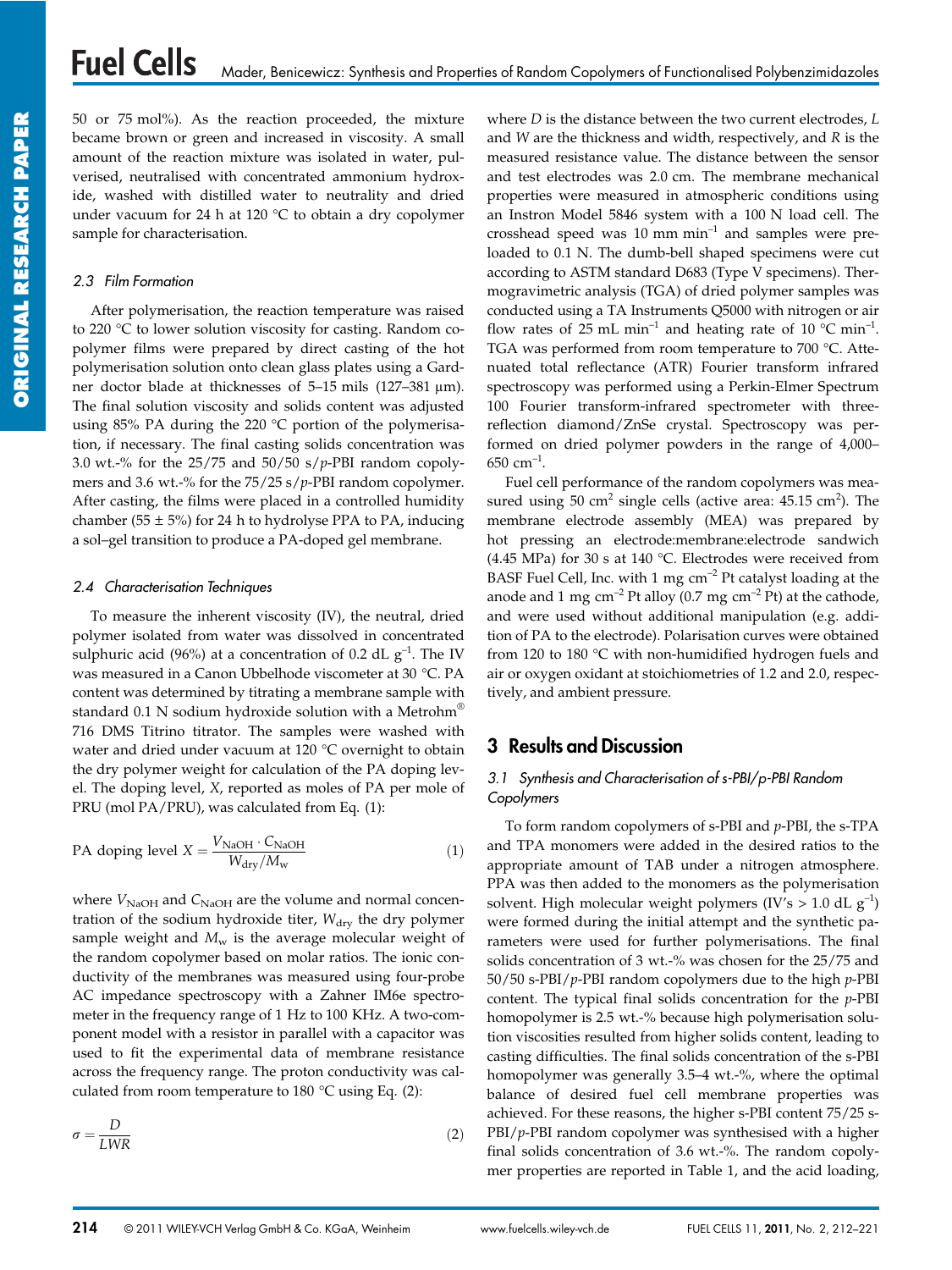50 or 75 mol%). As the reaction proceeded, the mixture became brown or green and increased in viscosity. A small amount of the reaction mixture was isolated in water, pulverised, neutralised with concentrated ammonium hydroxide, washed with distilled water to neutrality and dried under vacuum for 24 h at 120 °C to obtain a dry copolymer sample for characterisation.

### 2.3 Film Formation

After polymerisation, the reaction temperature was raised to 220 °C to lower solution viscosity for casting. Random copolymer films were prepared by direct casting of the hot polymerisation solution onto clean glass plates using a Gardner doctor blade at thicknesses of 5–15 mils (127–381 μm). The final solution viscosity and solids content was adjusted using 85% PA during the 220 °C portion of the polymerisation, if necessary. The final casting solids concentration was 3.0 wt.-% for the 25/75 and 50/50 s/*p*-PBI random copolymers and 3.6 wt.-% for the 75/25 s/*p*-PBI random copolymer. After casting, the films were placed in a controlled humidity chamber (55 ± 5%) for 24 h to hydrolyse PPA to PA, inducing a sol–gel transition to produce a PA-doped gel membrane.

### 2.4 Characterisation Techniques

To measure the inherent viscosity (IV), the neutral, dried polymer isolated from water was dissolved in concentrated sulphuric acid (96%) at a concentration of 0.2 dL $g^{-1}$. The IV was measured in a Canon Ubbelhode viscometer at 30 °C. PA content was determined by titrating a membrane sample with standard 0.1 N sodium hydroxide solution with a Metrohm® 716 DMS Titrino titrator. The samples were washed with water and dried under vacuum at 120 °C overnight to obtain the dry polymer weight for calculation of the PA doping level. The doping level, *X*, reported as moles of PA per mole of PRU (mol PA/PRU), was calculated from Eq. (1):

$$\text{PA doping level } X = \frac{V_{\text{NaOH}} \cdot C_{\text{NaOH}}}{W_{\text{dry}}/M_{\text{w}}} \tag{1}$$

where $V_{\text{NaOH}}$ and $C_{\text{NaOH}}$ are the volume and normal concentration of the sodium hydroxide titer, $W_{\text{dry}}$ the dry polymer sample weight and $M_{\text{w}}$ is the average molecular weight of the random copolymer based on molar ratios. The ionic conductivity of the membranes was measured using four-probe AC impedance spectroscopy with a Zahner IM6e spectrometer in the frequency range of 1 Hz to 100 KHz. A two-component model with a resistor in parallel with a capacitor was used to fit the experimental data of membrane resistance across the frequency range. The proton conductivity was calculated from room temperature to 180 °C using Eq. (2):

$$\sigma = \frac{D}{LWR} \tag{2}$$

where *D* is the distance between the two current electrodes, *L* and *W* are the thickness and width, respectively, and *R* is the measured resistance value. The distance between the sensor and test electrodes was 2.0 cm. The membrane mechanical properties were measured in atmospheric conditions using an Instron Model 5846 system with a 100 N load cell. The crosshead speed was 10 mm $min^{-1}$ and samples were preloaded to 0.1 N. The dumb-bell shaped specimens were cut according to ASTM standard D683 (Type V specimens). Thermogravimetric analysis (TGA) of dried polymer samples was conducted using a TA Instruments Q5000 with nitrogen or air flow rates of 25 mL $min^{-1}$ and heating rate of 10 °C $min^{-1}$. TGA was performed from room temperature to 700 °C. Attenuated total reflectance (ATR) Fourier transform infrared spectroscopy was performed using a Perkin-Elmer Spectrum 100 Fourier transform-infrared spectrometer with three-reflection diamond/ZnSe crystal. Spectroscopy was performed on dried polymer powders in the range of 4,000–650 $cm^{-1}$.

Fuel cell performance of the random copolymers was measured using 50 $cm^2$ single cells (active area: 45.15 $cm^2$). The membrane electrode assembly (MEA) was prepared by hot pressing an electrode:membrane:electrode sandwich (4.45 MPa) for 30 s at 140 °C. Electrodes were received from BASF Fuel Cell, Inc. with 1 mg $cm^{-2}$ Pt catalyst loading at the anode and 1 mg $cm^{-2}$ Pt alloy (0.7 mg $cm^{-2}$ Pt) at the cathode, and were used without additional manipulation (e.g. addition of PA to the electrode). Polarisation curves were obtained from 120 to 180 °C with non-humidified hydrogen fuels and air or oxygen oxidant at stoichiometries of 1.2 and 2.0, respectively, and ambient pressure.

## 3 Results and Discussion

### 3.1 Synthesis and Characterisation of s-PBI/*p*-PBI Random Copolymers

To form random copolymers of s-PBI and *p*-PBI, the s-TPA and TPA monomers were added in the desired ratios to the appropriate amount of TAB under a nitrogen atmosphere. PPA was then added to the monomers as the polymerisation solvent. High molecular weight polymers (IV's > 1.0 dL $g^{-1}$) were formed during the initial attempt and the synthetic parameters were used for further polymerisations. The final solids concentration of 3 wt.-% was chosen for the 25/75 and 50/50 s-PBI/*p*-PBI random copolymers due to the high *p*-PBI content. The typical final solids concentration for the *p*-PBI homopolymer is 2.5 wt.-% because high polymerisation solution viscosities resulted from higher solids content, leading to casting difficulties. The final solids concentration of the s-PBI homopolymer was generally 3.5–4 wt.-%, where the optimal balance of desired fuel cell membrane properties was achieved. For these reasons, the higher s-PBI content 75/25 s-PBI/*p*-PBI random copolymer was synthesised with a higher final solids concentration of 3.6 wt.-%. The random copolymer properties are reported in Table 1, and the acid loading,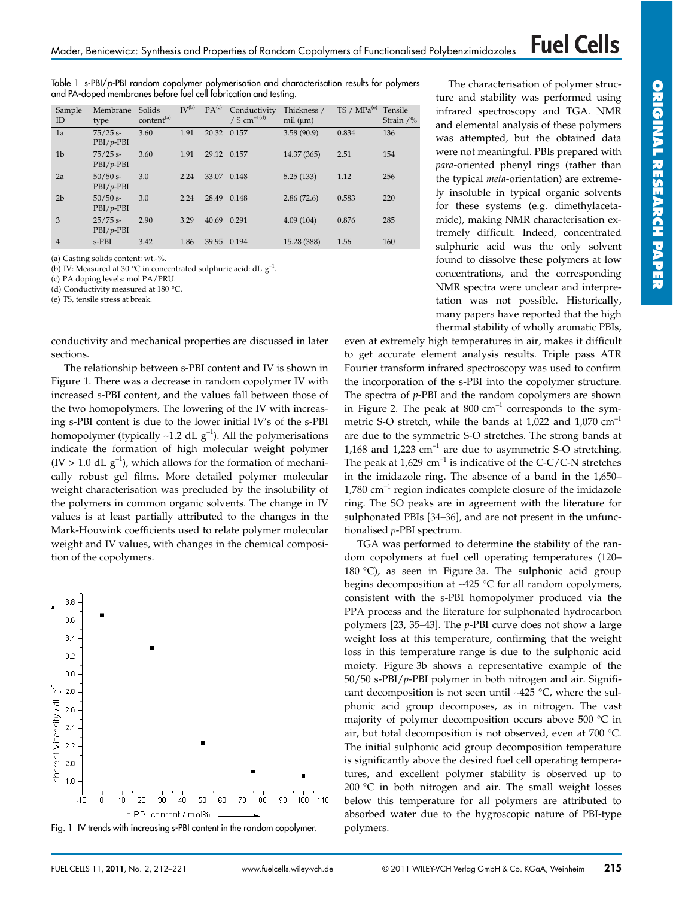Table 1 s-PBI/*p*-PBI random copolymer polymerisation and characterisation results for polymers and PA-doped membranes before fuel cell fabrication and testing.

| Sample ID | Membrane type | Solids content[(a)] | IV[(b)] | PA[(c)] | Conductivity / S $cm^{-1}$[(d)] | Thickness / mil (μm) | TS / MPa[(e)] | Tensile Strain /% |
|---|---|---|---|---|---|---|---|---|
| 1a | 75/25 s-PBI/*p*-PBI | 3.60 | 1.91 | 20.32 | 0.157 | 3.58 (90.9) | 0.834 | 136 |
| 1b | 75/25 s-PBI/*p*-PBI | 3.60 | 1.91 | 29.12 | 0.157 | 14.37 (365) | 2.51 | 154 |
| 2a | 50/50 s-PBI/*p*-PBI | 3.0 | 2.24 | 33.07 | 0.148 | 5.25 (133) | 1.12 | 256 |
| 2b | 50/50 s-PBI/*p*-PBI | 3.0 | 2.24 | 28.49 | 0.148 | 2.86 (72.6) | 0.583 | 220 |
| 3 | 25/75 s-PBI/*p*-PBI | 2.90 | 3.29 | 40.69 | 0.291 | 4.09 (104) | 0.876 | 285 |
| 4 | s-PBI | 3.42 | 1.86 | 39.95 | 0.194 | 15.28 (388) | 1.56 | 160 |

(a) Casting solids content: wt.-%.
(b) IV: Measured at 30 °C in concentrated sulphuric acid: dL $g^{-1}$.
(c) PA doping levels: mol PA/PRU.
(d) Conductivity measured at 180 °C.
(e) TS, tensile stress at break.

conductivity and mechanical properties are discussed in later sections.

The relationship between s-PBI content and IV is shown in Figure 1. There was a decrease in random copolymer IV with increased s-PBI content, and the values fall between those of the two homopolymers. The lowering of the IV with increasing s-PBI content is due to the lower initial IV's of the s-PBI homopolymer (typically ~1.2 dL $g^{-1}$). All the polymerisations indicate the formation of high molecular weight polymer (IV > 1.0 dL $g^{-1}$), which allows for the formation of mechanically robust gel films. More detailed polymer molecular weight characterisation was precluded by the insolubility of the polymers in common organic solvents. The change in IV values is at least partially attributed to the changes in the Mark-Houwink coefficients used to relate polymer molecular weight and IV values, with changes in the chemical composition of the copolymers.

Fig. 1 IV trends with increasing s-PBI content in the random copolymer.

The characterisation of polymer structure and stability was performed using infrared spectroscopy and TGA. NMR and elemental analysis of these polymers was attempted, but the obtained data were not meaningful. PBIs prepared with *para*-oriented phenyl rings (rather than the typical *meta*-orientation) are extremely insoluble in typical organic solvents for these systems (e.g. dimethylacetamide), making NMR characterisation extremely difficult. Indeed, concentrated sulphuric acid was the only solvent found to dissolve these polymers at low concentrations, and the corresponding NMR spectra were unclear and interpretation was not possible. Historically, many papers have reported that the high thermal stability of wholly aromatic PBIs, even at extremely high temperatures in air, makes it difficult to get accurate element analysis results. Triple pass ATR Fourier transform infrared spectroscopy was used to confirm the incorporation of the s-PBI into the copolymer structure. The spectra of *p*-PBI and the random copolymers are shown in Figure 2. The peak at 800 $cm^{-1}$ corresponds to the symmetric S-O stretch, while the bands at 1,022 and 1,070 $cm^{-1}$ are due to the symmetric S-O stretches. The strong bands at 1,168 and 1,223 $cm^{-1}$ are due to asymmetric S-O stretching. The peak at 1,629 $cm^{-1}$ is indicative of the C-C/C-N stretches in the imidazole ring. The absence of a band in the 1,650–1,780 $cm^{-1}$ region indicates complete closure of the imidazole ring. The SO peaks are in agreement with the literature for sulphonated PBIs [34–36], and are not present in the unfunctionalised *p*-PBI spectrum.

TGA was performed to determine the stability of the random copolymers at fuel cell operating temperatures (120–180 °C), as seen in Figure 3a. The sulphonic acid group begins decomposition at ~425 °C for all random copolymers, consistent with the s-PBI homopolymer produced via the PPA process and the literature for sulphonated hydrocarbon polymers [23, 35–43]. The *p*-PBI curve does not show a large weight loss at this temperature, confirming that the weight loss in this temperature range is due to the sulphonic acid moiety. Figure 3b shows a representative example of the 50/50 s-PBI/*p*-PBI polymer in both nitrogen and air. Significant decomposition is not seen until ~425 °C, where the sulphonic acid group decomposes, as in nitrogen. The vast majority of polymer decomposition occurs above 500 °C in air, but total decomposition is not observed, even at 700 °C. The initial sulphonic acid group decomposition temperature is significantly above the desired fuel cell operating temperatures, and excellent polymer stability is observed up to 200 °C in both nitrogen and air. The small weight losses below this temperature for all polymers are attributed to absorbed water due to the hygroscopic nature of PBI-type polymers.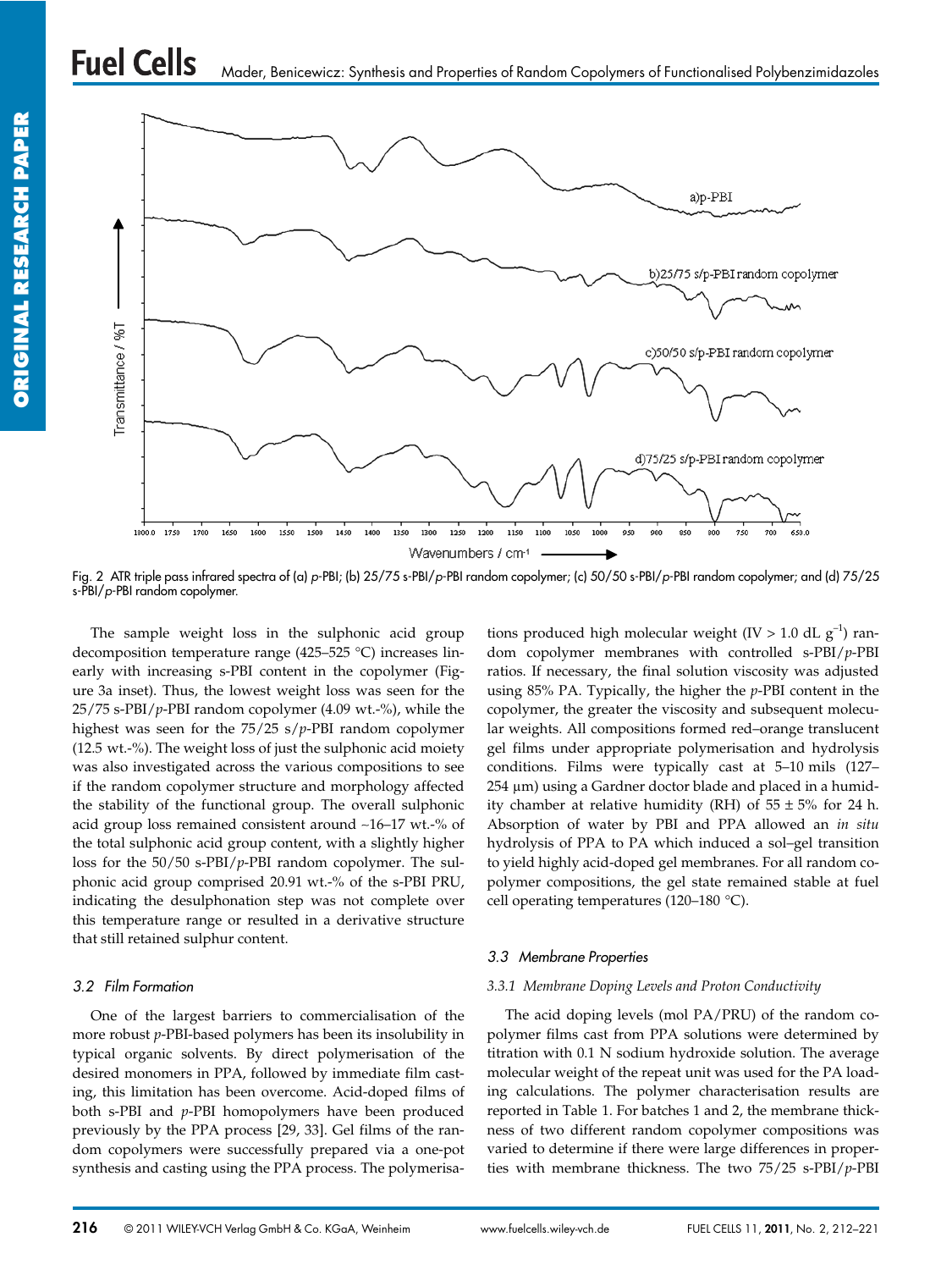Fig. 2 ATR triple pass infrared spectra of (a) *p*-PBI; (b) 25/75 s-PBI/*p*-PBI random copolymer; (c) 50/50 s-PBI/*p*-PBI random copolymer; and (d) 75/25 s-PBI/*p*-PBI random copolymer.

The sample weight loss in the sulphonic acid group decomposition temperature range (425–525 °C) increases linearly with increasing s-PBI content in the copolymer (Figure 3a inset). Thus, the lowest weight loss was seen for the 25/75 s-PBI/*p*-PBI random copolymer (4.09 wt.-%), while the highest was seen for the 75/25 s/*p*-PBI random copolymer (12.5 wt.-%). The weight loss of just the sulphonic acid moiety was also investigated across the various compositions to see if the random copolymer structure and morphology affected the stability of the functional group. The overall sulphonic acid group loss remained consistent around ~16–17 wt.-% of the total sulphonic acid group content, with a slightly higher loss for the 50/50 s-PBI/*p*-PBI random copolymer. The sulphonic acid group comprised 20.91 wt.-% of the s-PBI PRU, indicating the desulphonation step was not complete over this temperature range or resulted in a derivative structure that still retained sulphur content.

### 3.2 Film Formation

One of the largest barriers to commercialisation of the more robust *p*-PBI-based polymers has been its insolubility in typical organic solvents. By direct polymerisation of the desired monomers in PPA, followed by immediate film casting, this limitation has been overcome. Acid-doped films of both s-PBI and *p*-PBI homopolymers have been produced previously by the PPA process [29, 33]. Gel films of the random copolymers were successfully prepared via a one-pot synthesis and casting using the PPA process. The polymerisations produced high molecular weight (IV > 1.0 dL $g^{-1}$) random copolymer membranes with controlled s-PBI/*p*-PBI ratios. If necessary, the final solution viscosity was adjusted using 85% PA. Typically, the higher the *p*-PBI content in the copolymer, the greater the viscosity and subsequent molecular weights. All compositions formed red–orange translucent gel films under appropriate polymerisation and hydrolysis conditions. Films were typically cast at 5–10 mils (127–254 μm) using a Gardner doctor blade and placed in a humidity chamber at relative humidity (RH) of 55 ± 5% for 24 h. Absorption of water by PBI and PPA allowed an *in situ* hydrolysis of PPA to PA which induced a sol–gel transition to yield highly acid-doped gel membranes. For all random copolymer compositions, the gel state remained stable at fuel cell operating temperatures (120–180 °C).

### 3.3 Membrane Properties

#### 3.3.1 Membrane Doping Levels and Proton Conductivity

The acid doping levels (mol PA/PRU) of the random copolymer films cast from PPA solutions were determined by titration with 0.1 N sodium hydroxide solution. The average molecular weight of the repeat unit was used for the PA loading calculations. The polymer characterisation results are reported in Table 1. For batches 1 and 2, the membrane thickness of two different random copolymer compositions was varied to determine if there were large differences in properties with membrane thickness. The two 75/25 s-PBI/*p*-PBI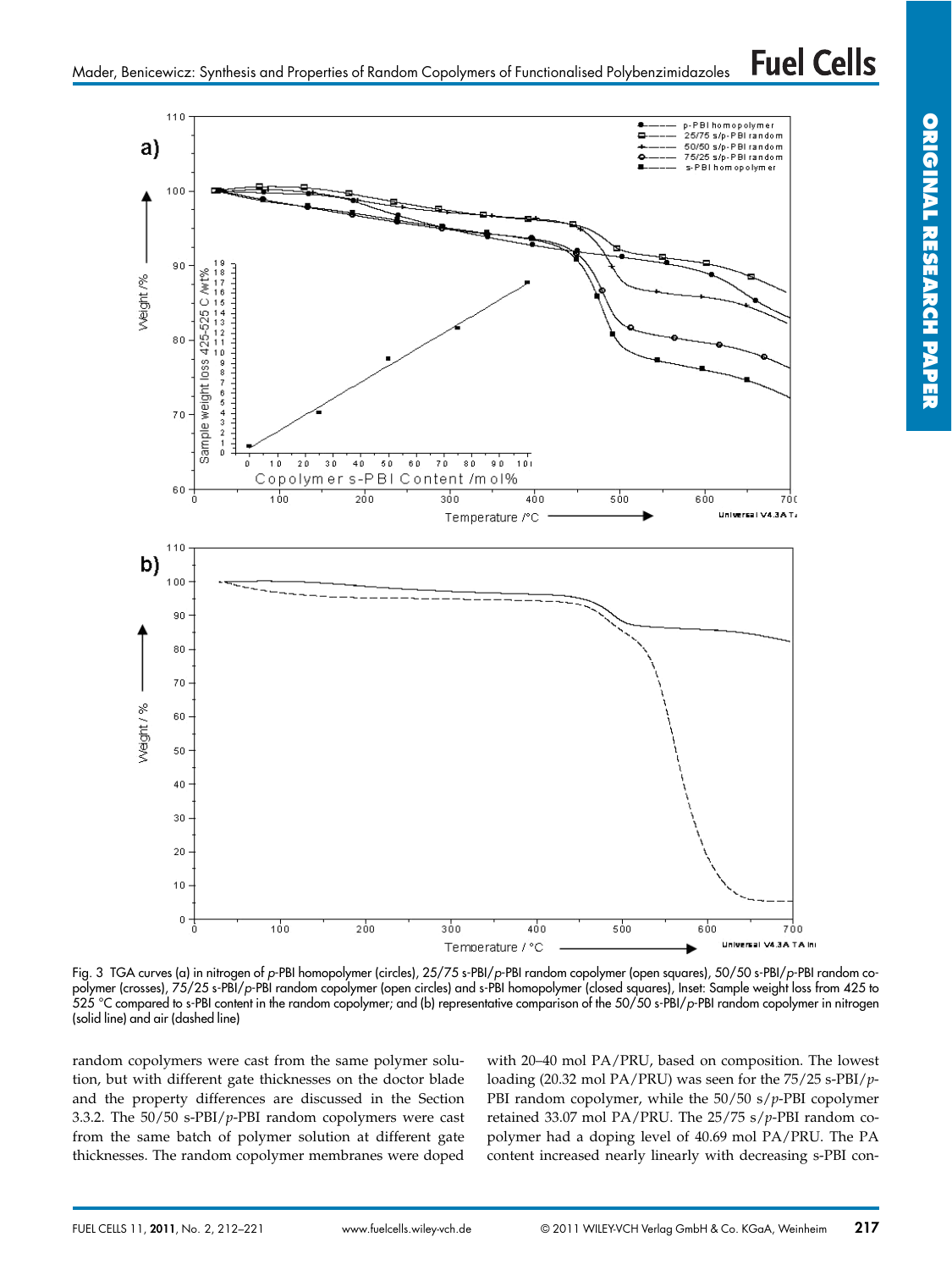Fig. 3 TGA curves (a) in nitrogen of *p*-PBI homopolymer (circles), 25/75 s-PBI/*p*-PBI random copolymer (open squares), 50/50 s-PBI/*p*-PBI random copolymer (crosses), 75/25 s-PBI/*p*-PBI random copolymer (open circles) and s-PBI homopolymer (closed squares), Inset: Sample weight loss from 425 to 525 °C compared to s-PBI content in the random copolymer; and (b) representative comparison of the 50/50 s-PBI/*p*-PBI random copolymer in nitrogen (solid line) and air (dashed line)

random copolymers were cast from the same polymer solution, but with different gate thicknesses on the doctor blade and the property differences are discussed in the Section 3.3.2. The 50/50 s-PBI/*p*-PBI random copolymers were cast from the same batch of polymer solution at different gate thicknesses. The random copolymer membranes were doped with 20–40 mol PA/PRU, based on composition. The lowest loading (20.32 mol PA/PRU) was seen for the 75/25 s-PBI/*p*-PBI random copolymer, while the 50/50 s/*p*-PBI copolymer retained 33.07 mol PA/PRU. The 25/75 s/*p*-PBI random copolymer had a doping level of 40.69 mol PA/PRU. The PA content increased nearly linearly with decreasing s-PBI con-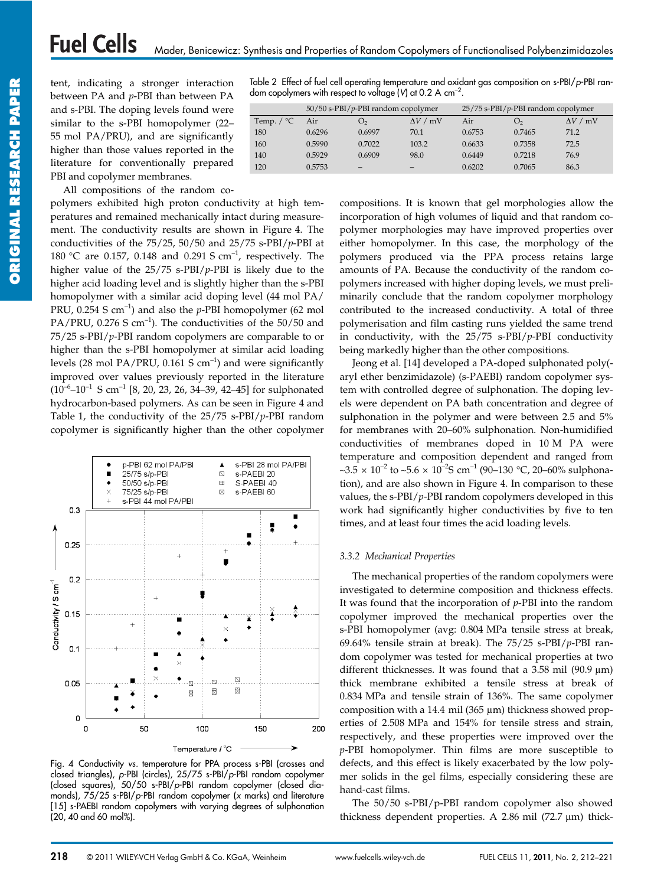tent, indicating a stronger interaction between PA and *p*-PBI than between PA and s-PBI. The doping levels found were similar to the s-PBI homopolymer (22–55 mol PA/PRU), and are significantly higher than those values reported in the literature for conventionally prepared PBI and copolymer membranes.

Table 2 Effect of fuel cell operating temperature and oxidant gas composition on s-PBI/*p*-PBI random copolymers with respect to voltage (V) at 0.2 A cm$^{-2}$.

| | 50/50 s-PBI/*p*-PBI random copolymer | | | 25/75 s-PBI/*p*-PBI random copolymer | | |
|---|---|---|---|---|---|---|
| Temp. / °C | Air | $O_2$ | $\Delta V$ / mV | Air | $O_2$ | $\Delta V$ / mV |
| 180 | 0.6296 | 0.6997 | 70.1 | 0.6753 | 0.7465 | 71.2 |
| 160 | 0.5990 | 0.7022 | 103.2 | 0.6633 | 0.7358 | 72.5 |
| 140 | 0.5929 | 0.6909 | 98.0 | 0.6449 | 0.7218 | 76.9 |
| 120 | 0.5753 | – | – | 0.6202 | 0.7065 | 86.3 |

All compositions of the random copolymers exhibited high proton conductivity at high temperatures and remained mechanically intact during measurement. The conductivity results are shown in Figure 4. The conductivities of the 75/25, 50/50 and 25/75 s-PBI/*p*-PBI at 180 °C are 0.157, 0.148 and 0.291 S cm$^{-1}$, respectively. The higher value of the 25/75 s-PBI/*p*-PBI is likely due to the higher acid loading level and is slightly higher than the s-PBI homopolymer with a similar acid doping level (44 mol PA/PRU, 0.254 S cm$^{-1}$) and also the *p*-PBI homopolymer (62 mol PA/PRU, 0.276 S cm$^{-1}$). The conductivities of the 50/50 and 75/25 s-PBI/*p*-PBI random copolymers are comparable to or higher than the s-PBI homopolymer at similar acid loading levels (28 mol PA/PRU, 0.161 S cm$^{-1}$) and were significantly improved over values previously reported in the literature ($10^{-6}$–$10^{-1}$ S cm$^{-1}$ [8, 20, 23, 26, 34–39, 42–45] for sulphonated hydrocarbon-based polymers. As can be seen in Figure 4 and Table 1, the conductivity of the 25/75 s-PBI/*p*-PBI random copolymer is significantly higher than the other copolymer compositions. It is known that gel morphologies allow the incorporation of high volumes of liquid and that random copolymer morphologies may have improved properties over either homopolymer. In this case, the morphology of the polymers produced via the PPA process retains large amounts of PA. Because the conductivity of the random copolymers increased with higher doping levels, we must preliminarily conclude that the random copolymer morphology contributed to the increased conductivity. A total of three polymerisation and film casting runs yielded the same trend in conductivity, with the 25/75 s-PBI/*p*-PBI conductivity being markedly higher than the other compositions.

Fig. 4 Conductivity *vs.* temperature for PPA process s-PBI (crosses and closed triangles), *p*-PBI (circles), 25/75 s-PBI/*p*-PBI random copolymer (closed squares), 50/50 s-PBI/*p*-PBI random copolymer (closed diamonds), 75/25 s-PBI/*p*-PBI random copolymer (x marks) and literature [15] s-PAEBI random copolymers with varying degrees of sulphonation (20, 40 and 60 mol%).

Jeong et al. [14] developed a PA-doped sulphonated poly(aryl ether benzimidazole) (s-PAEBI) random copolymer system with controlled degree of sulphonation. The doping levels were dependent on PA bath concentration and degree of sulphonation in the polymer and were between 2.5 and 5% for membranes with 20–60% sulphonation. Non-humidified conductivities of membranes doped in 10 M PA were temperature and composition dependent and ranged from ~3.5 × $10^{-2}$ to ~5.6 × $10^{-2}$S cm$^{-1}$ (90–130 °C, 20–60% sulphonation), and are also shown in Figure 4. In comparison to these values, the s-PBI/*p*-PBI random copolymers developed in this work had significantly higher conductivities by five to ten times, and at least four times the acid loading levels.

### 3.3.2 Mechanical Properties

The mechanical properties of the random copolymers were investigated to determine composition and thickness effects. It was found that the incorporation of *p*-PBI into the random copolymer improved the mechanical properties over the s-PBI homopolymer (avg: 0.804 MPa tensile stress at break, 69.64% tensile strain at break). The 75/25 s-PBI/*p*-PBI random copolymer was tested for mechanical properties at two different thicknesses. It was found that a 3.58 mil (90.9 μm) thick membrane exhibited a tensile stress at break of 0.834 MPa and tensile strain of 136%. The same copolymer composition with a 14.4 mil (365 μm) thickness showed properties of 2.508 MPa and 154% for tensile stress and strain, respectively, and these properties were improved over the *p*-PBI homopolymer. Thin films are more susceptible to defects, and this effect is likely exacerbated by the low polymer solids in the gel films, especially considering these are hand-cast films.

The 50/50 s-PBI/p-PBI random copolymer also showed thickness dependent properties. A 2.86 mil (72.7 μm) thick-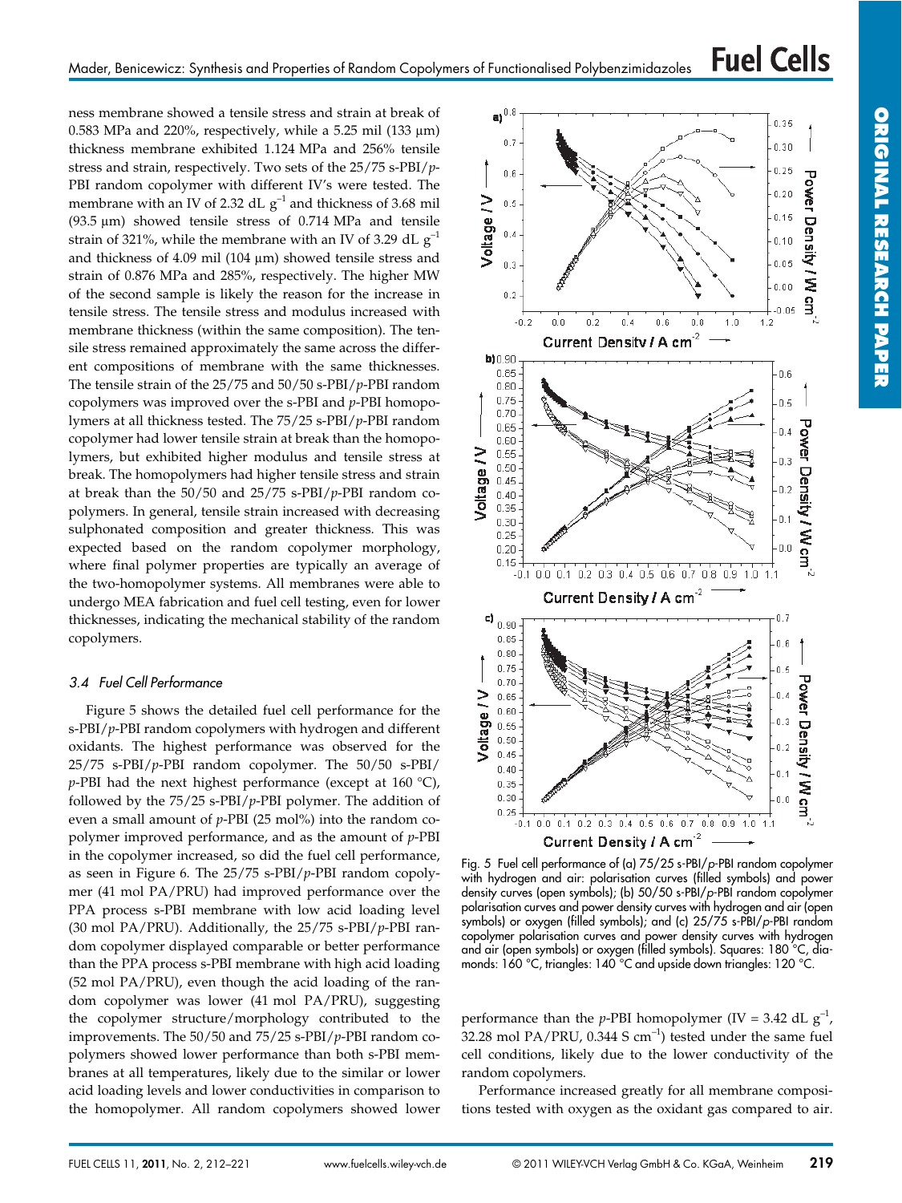ness membrane showed a tensile stress and strain at break of 0.583 MPa and 220%, respectively, while a 5.25 mil (133 μm) thickness membrane exhibited 1.124 MPa and 256% tensile stress and strain, respectively. Two sets of the 25/75 s-PBI/*p*-PBI random copolymer with different IV's were tested. The membrane with an IV of 2.32 dL $g^{-1}$ and thickness of 3.68 mil (93.5 μm) showed tensile stress of 0.714 MPa and tensile strain of 321%, while the membrane with an IV of 3.29 dL $g^{-1}$ and thickness of 4.09 mil (104 μm) showed tensile stress and strain of 0.876 MPa and 285%, respectively. The higher MW of the second sample is likely the reason for the increase in tensile stress. The tensile stress and modulus increased with membrane thickness (within the same composition). The tensile stress remained approximately the same across the different compositions of membrane with the same thicknesses. The tensile strain of the 25/75 and 50/50 s-PBI/*p*-PBI random copolymers was improved over the s-PBI and *p*-PBI homopolymers at all thickness tested. The 75/25 s-PBI/*p*-PBI random copolymer had lower tensile strain at break than the homopolymers, but exhibited higher modulus and tensile stress at break. The homopolymers had higher tensile stress and strain at break than the 50/50 and 25/75 s-PBI/*p*-PBI random copolymers. In general, tensile strain increased with decreasing sulphonated composition and greater thickness. This was expected based on the random copolymer morphology, where final polymer properties are typically an average of the two-homopolymer systems. All membranes were able to undergo MEA fabrication and fuel cell testing, even for lower thicknesses, indicating the mechanical stability of the random copolymers.

### 3.4 Fuel Cell Performance

Figure 5 shows the detailed fuel cell performance for the s-PBI/*p*-PBI random copolymers with hydrogen and different oxidants. The highest performance was observed for the 25/75 s-PBI/*p*-PBI random copolymer. The 50/50 s-PBI/*p*-PBI had the next highest performance (except at 160 °C), followed by the 75/25 s-PBI/*p*-PBI polymer. The addition of even a small amount of *p*-PBI (25 mol%) into the random copolymer improved performance, and as the amount of *p*-PBI in the copolymer increased, so did the fuel cell performance, as seen in Figure 6. The 25/75 s-PBI/*p*-PBI random copolymer (41 mol PA/PRU) had improved performance over the PPA process s-PBI membrane with low acid loading level (30 mol PA/PRU). Additionally, the 25/75 s-PBI/*p*-PBI random copolymer displayed comparable or better performance than the PPA process s-PBI membrane with high acid loading (52 mol PA/PRU), even though the acid loading of the random copolymer was lower (41 mol PA/PRU), suggesting the copolymer structure/morphology contributed to the improvements. The 50/50 and 75/25 s-PBI/*p*-PBI random copolymers showed lower performance than both s-PBI membranes at all temperatures, likely due to the similar or lower acid loading levels and lower conductivities in comparison to the homopolymer. All random copolymers showed lower performance than the *p*-PBI homopolymer (IV = 3.42 dL $g^{-1}$, 32.28 mol PA/PRU, 0.344 S $cm^{-1}$) tested under the same fuel cell conditions, likely due to the lower conductivity of the random copolymers.

Fig. 5 Fuel cell performance of (a) 75/25 s-PBI/*p*-PBI random copolymer with hydrogen and air: polarisation curves (filled symbols) and power density curves (open symbols); (b) 50/50 s-PBI/*p*-PBI random copolymer polarisation curves and power density curves with hydrogen and air (open symbols) or oxygen (filled symbols); and (c) 25/75 s-PBI/*p*-PBI random copolymer polarisation curves and power density curves with hydrogen and air (open symbols) or oxygen (filled symbols). Squares: 180 °C, diamonds: 160 °C, triangles: 140 °C and upside down triangles: 120 °C.

Performance increased greatly for all membrane compositions tested with oxygen as the oxidant gas compared to air.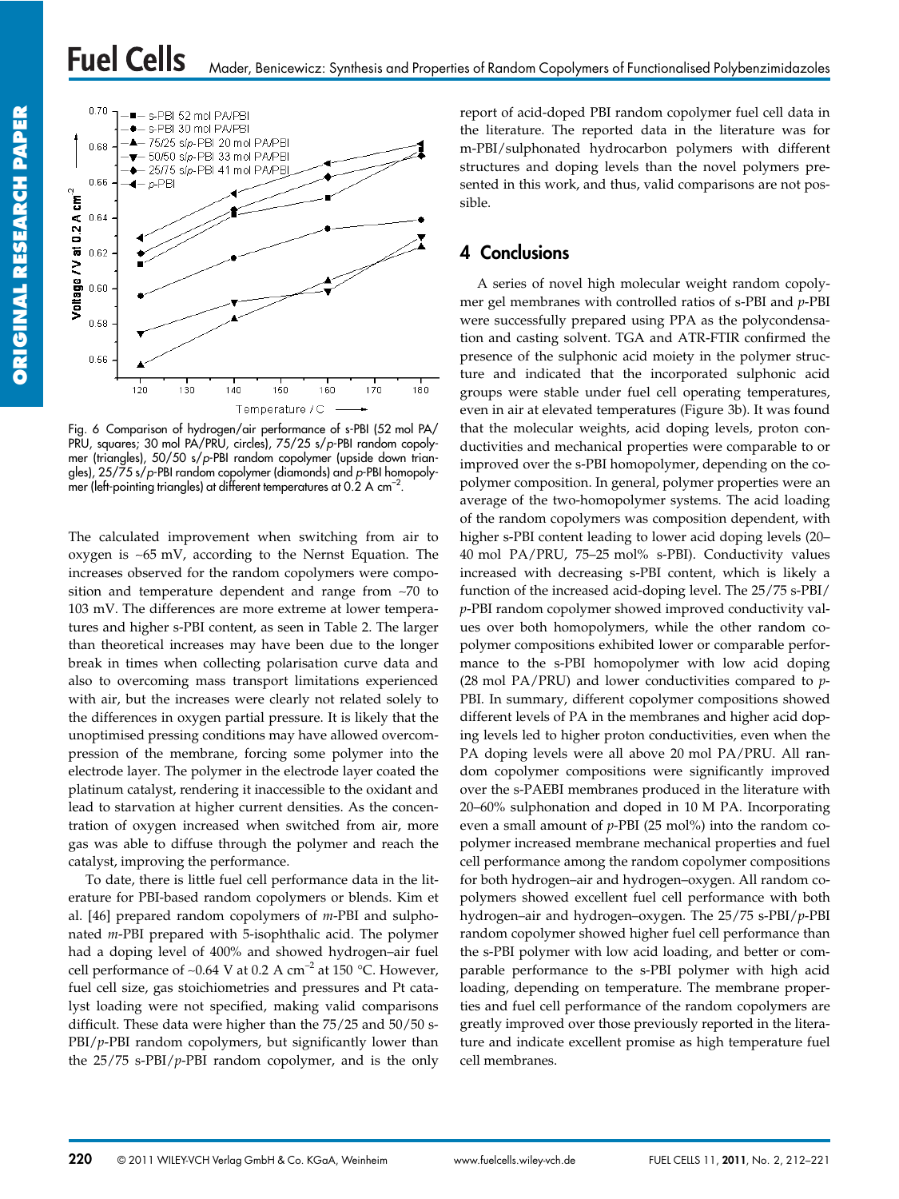Fig. 6 Comparison of hydrogen/air performance of s-PBI (52 mol PA/PRU, squares; 30 mol PA/PRU, circles), 75/25 s/*p*-PBI random copolymer (triangles), 50/50 s/*p*-PBI random copolymer (upside down triangles), 25/75 s/*p*-PBI random copolymer (diamonds) and *p*-PBI homopolymer (left-pointing triangles) at different temperatures at 0.2 A $cm^{-2}$.

The calculated improvement when switching from air to oxygen is ~65 mV, according to the Nernst Equation. The increases observed for the random copolymers were composition and temperature dependent and range from ~70 to 103 mV. The differences are more extreme at lower temperatures and higher s-PBI content, as seen in Table 2. The larger than theoretical increases may have been due to the longer break in times when collecting polarisation curve data and also to overcoming mass transport limitations experienced with air, but the increases were clearly not related solely to the differences in oxygen partial pressure. It is likely that the unoptimised pressing conditions may have allowed overcompression of the membrane, forcing some polymer into the electrode layer. The polymer in the electrode layer coated the platinum catalyst, rendering it inaccessible to the oxidant and lead to starvation at higher current densities. As the concentration of oxygen increased when switched from air, more gas was able to diffuse through the polymer and reach the catalyst, improving the performance.

To date, there is little fuel cell performance data in the literature for PBI-based random copolymers or blends. Kim et al. [46] prepared random copolymers of *m*-PBI and sulphonated *m*-PBI prepared with 5-isophthalic acid. The polymer had a doping level of 400% and showed hydrogen–air fuel cell performance of ~0.64 V at 0.2 A $cm^{-2}$ at 150 °C. However, fuel cell size, gas stoichiometries and pressures and Pt catalyst loading were not specified, making valid comparisons difficult. These data were higher than the 75/25 and 50/50 s-PBI/*p*-PBI random copolymers, but significantly lower than the 25/75 s-PBI/*p*-PBI random copolymer, and is the only report of acid-doped PBI random copolymer fuel cell data in the literature. The reported data in the literature was for m-PBI/sulphonated hydrocarbon polymers with different structures and doping levels than the novel polymers presented in this work, and thus, valid comparisons are not possible.

## 4 Conclusions

A series of novel high molecular weight random copolymer gel membranes with controlled ratios of s-PBI and *p*-PBI were successfully prepared using PPA as the polycondensation and casting solvent. TGA and ATR-FTIR confirmed the presence of the sulphonic acid moiety in the polymer structure and indicated that the incorporated sulphonic acid groups were stable under fuel cell operating temperatures, even in air at elevated temperatures (Figure 3b). It was found that the molecular weights, acid doping levels, proton conductivities and mechanical properties were comparable to or improved over the s-PBI homopolymer, depending on the copolymer composition. In general, polymer properties were an average of the two-homopolymer systems. The acid loading of the random copolymers was composition dependent, with higher s-PBI content leading to lower acid doping levels (20–40 mol PA/PRU, 75–25 mol% s-PBI). Conductivity values increased with decreasing s-PBI content, which is likely a function of the increased acid-doping level. The 25/75 s-PBI/*p*-PBI random copolymer showed improved conductivity values over both homopolymers, while the other random copolymer compositions exhibited lower or comparable performance to the s-PBI homopolymer with low acid doping (28 mol PA/PRU) and lower conductivities compared to *p*-PBI. In summary, different copolymer compositions showed different levels of PA in the membranes and higher acid doping levels led to higher proton conductivities, even when the PA doping levels were all above 20 mol PA/PRU. All random copolymer compositions were significantly improved over the s-PAEBI membranes produced in the literature with 20–60% sulphonation and doped in 10 M PA. Incorporating even a small amount of *p*-PBI (25 mol%) into the random copolymer increased membrane mechanical properties and fuel cell performance among the random copolymer compositions for both hydrogen–air and hydrogen–oxygen. All random copolymers showed excellent fuel cell performance with both hydrogen–air and hydrogen–oxygen. The 25/75 s-PBI/*p*-PBI random copolymer showed higher fuel cell performance than the s-PBI polymer with low acid loading, and better or comparable performance to the s-PBI polymer with high acid loading, depending on temperature. The membrane properties and fuel cell performance of the random copolymers are greatly improved over those previously reported in the literature and indicate excellent promise as high temperature fuel cell membranes.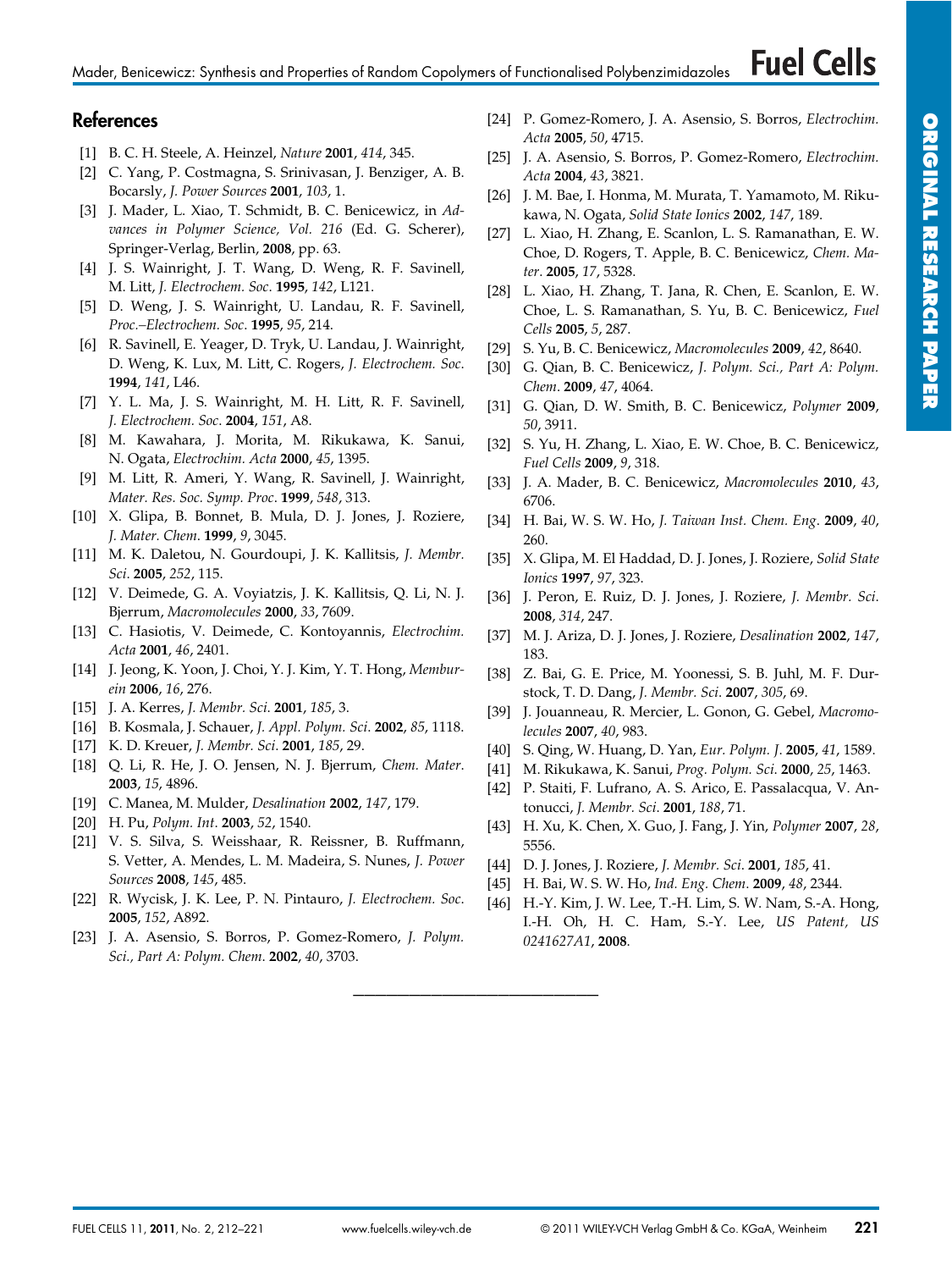## References

[1] B. C. H. Steele, A. Heinzel, *Nature* **2001**, *414*, 345.

[2] C. Yang, P. Costmagna, S. Srinivasan, J. Benziger, A. B. Bocarsly, *J. Power Sources* **2001**, *103*, 1.

[3] J. Mader, L. Xiao, T. Schmidt, B. C. Benicewicz, in *Advances in Polymer Science, Vol. 216* (Ed. G. Scherer), Springer-Verlag, Berlin, **2008**, pp. 63.

[4] J. S. Wainright, J. T. Wang, D. Weng, R. F. Savinell, M. Litt, *J. Electrochem. Soc.* **1995**, *142*, L121.

[5] D. Weng, J. S. Wainright, U. Landau, R. F. Savinell, *Proc.–Electrochem. Soc.* **1995**, *95*, 214.

[6] R. Savinell, E. Yeager, D. Tryk, U. Landau, J. Wainright, D. Weng, K. Lux, M. Litt, C. Rogers, *J. Electrochem. Soc.* **1994**, *141*, L46.

[7] Y. L. Ma, J. S. Wainright, M. H. Litt, R. F. Savinell, *J. Electrochem. Soc.* **2004**, *151*, A8.

[8] M. Kawahara, J. Morita, M. Rikukawa, K. Sanui, N. Ogata, *Electrochim. Acta* **2000**, *45*, 1395.

[9] M. Litt, R. Ameri, Y. Wang, R. Savinell, J. Wainright, *Mater. Res. Soc. Symp. Proc.* **1999**, *548*, 313.

[10] X. Glipa, B. Bonnet, B. Mula, D. J. Jones, J. Roziere, *J. Mater. Chem.* **1999**, *9*, 3045.

[11] M. K. Daletou, N. Gourdoupi, J. K. Kallitsis, *J. Membr. Sci.* **2005**, *252*, 115.

[12] V. Deimede, G. A. Voyiatzis, J. K. Kallitsis, Q. Li, N. J. Bjerrum, *Macromolecules* **2000**, *33*, 7609.

[13] C. Hasiotis, V. Deimede, C. Kontoyannis, *Electrochim. Acta* **2001**, *46*, 2401.

[14] J. Jeong, K. Yoon, J. Choi, Y. J. Kim, Y. T. Hong, *Membrein* **2006**, *16*, 276.

[15] J. A. Kerres, *J. Membr. Sci.* **2001**, *185*, 3.

[16] B. Kosmala, J. Schauer, *J. Appl. Polym. Sci.* **2002**, *85*, 1118.

[17] K. D. Kreuer, *J. Membr. Sci.* **2001**, *185*, 29.

[18] Q. Li, R. He, J. O. Jensen, N. J. Bjerrum, *Chem. Mater.* **2003**, *15*, 4896.

[19] C. Manea, M. Mulder, *Desalination* **2002**, *147*, 179.

[20] H. Pu, *Polym. Int.* **2003**, *52*, 1540.

[21] V. S. Silva, S. Weisshaar, R. Reissner, B. Ruffmann, S. Vetter, A. Mendes, L. M. Madeira, S. Nunes, *J. Power Sources* **2008**, *145*, 485.

[22] R. Wycisk, J. K. Lee, P. N. Pintauro, *J. Electrochem. Soc.* **2005**, *152*, A892.

[23] J. A. Asensio, S. Borros, P. Gomez-Romero, *J. Polym. Sci., Part A: Polym. Chem.* **2002**, *40*, 3703.

[24] P. Gomez-Romero, J. A. Asensio, S. Borros, *Electrochim. Acta* **2005**, *50*, 4715.

[25] J. A. Asensio, S. Borros, P. Gomez-Romero, *Electrochim. Acta* **2004**, *43*, 3821.

[26] J. M. Bae, I. Honma, M. Murata, T. Yamamoto, M. Rikukawa, N. Ogata, *Solid State Ionics* **2002**, *147*, 189.

[27] L. Xiao, H. Zhang, E. Scanlon, L. S. Ramanathan, E. W. Choe, D. Rogers, T. Apple, B. C. Benicewicz, *Chem. Mater.* **2005**, *17*, 5328.

[28] L. Xiao, H. Zhang, T. Jana, R. Chen, E. Scanlon, E. W. Choe, L. S. Ramanathan, S. Yu, B. C. Benicewicz, *Fuel Cells* **2005**, *5*, 287.

[29] S. Yu, B. C. Benicewicz, *Macromolecules* **2009**, *42*, 8640.

[30] G. Qian, B. C. Benicewicz, *J. Polym. Sci., Part A: Polym. Chem.* **2009**, *47*, 4064.

[31] G. Qian, D. W. Smith, B. C. Benicewicz, *Polymer* **2009**, *50*, 3911.

[32] S. Yu, H. Zhang, L. Xiao, E. W. Choe, B. C. Benicewicz, *Fuel Cells* **2009**, *9*, 318.

[33] J. A. Mader, B. C. Benicewicz, *Macromolecules* **2010**, *43*, 6706.

[34] H. Bai, W. S. W. Ho, *J. Taiwan Inst. Chem. Eng.* **2009**, *40*, 260.

[35] X. Glipa, M. El Haddad, D. J. Jones, J. Roziere, *Solid State Ionics* **1997**, *97*, 323.

[36] J. Peron, E. Ruiz, D. J. Jones, J. Roziere, *J. Membr. Sci.* **2008**, *314*, 247.

[37] M. J. Ariza, D. J. Jones, J. Roziere, *Desalination* **2002**, *147*, 183.

[38] Z. Bai, G. E. Price, M. Yoonessi, S. B. Juhl, M. F. Durstock, T. D. Dang, *J. Membr. Sci.* **2007**, *305*, 69.

[39] J. Jouanneau, R. Mercier, L. Gonon, G. Gebel, *Macromolecules* **2007**, *40*, 983.

[40] S. Qing, W. Huang, D. Yan, *Eur. Polym. J.* **2005**, *41*, 1589.

[41] M. Rikukawa, K. Sanui, *Prog. Polym. Sci.* **2000**, *25*, 1463.

[42] P. Staiti, F. Lufrano, A. S. Arico, E. Passalacqua, V. Antonucci, *J. Membr. Sci.* **2001**, *188*, 71.

[43] H. Xu, K. Chen, X. Guo, J. Fang, J. Yin, *Polymer* **2007**, *28*, 5556.

[44] D. J. Jones, J. Roziere, *J. Membr. Sci.* **2001**, *185*, 41.

[45] H. Bai, W. S. W. Ho, *Ind. Eng. Chem.* **2009**, *48*, 2344.

[46] H.-Y. Kim, J. W. Lee, T.-H. Lim, S. W. Nam, S.-A. Hong, I.-H. Oh, H. C. Ham, S.-Y. Lee, *US Patent, US 0241627A1*, **2008**.

______________________